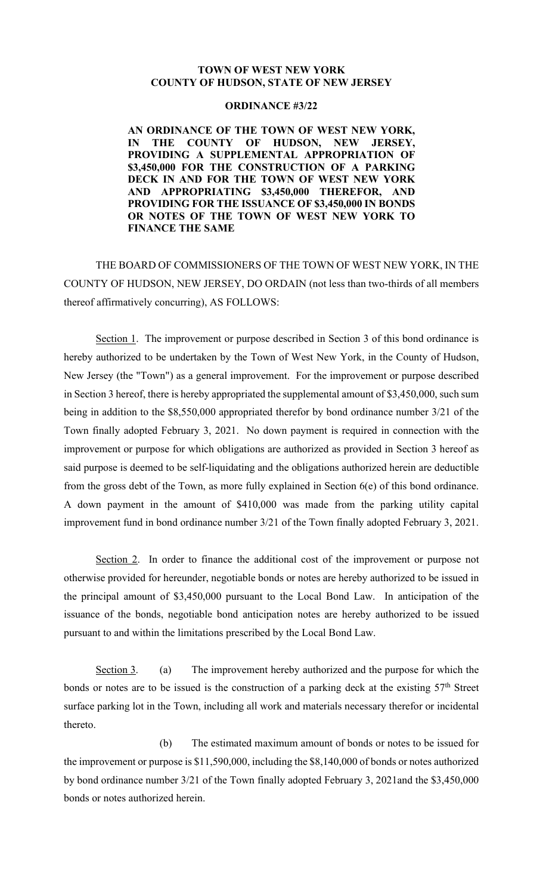**TOWN OF WEST NEW YORK**
**COUNTY OF HUDSON, STATE OF NEW JERSEY**

**ORDINANCE #3/22**

**AN ORDINANCE OF THE TOWN OF WEST NEW YORK, IN THE COUNTY OF HUDSON, NEW JERSEY, PROVIDING A SUPPLEMENTAL APPROPRIATION OF $3,450,000 FOR THE CONSTRUCTION OF A PARKING DECK IN AND FOR THE TOWN OF WEST NEW YORK AND APPROPRIATING $3,450,000 THEREFOR, AND PROVIDING FOR THE ISSUANCE OF $3,450,000 IN BONDS OR NOTES OF THE TOWN OF WEST NEW YORK TO FINANCE THE SAME**

THE BOARD OF COMMISSIONERS OF THE TOWN OF WEST NEW YORK, IN THE COUNTY OF HUDSON, NEW JERSEY, DO ORDAIN (not less than two-thirds of all members thereof affirmatively concurring), AS FOLLOWS:

Section 1. The improvement or purpose described in Section 3 of this bond ordinance is hereby authorized to be undertaken by the Town of West New York, in the County of Hudson, New Jersey (the "Town") as a general improvement. For the improvement or purpose described in Section 3 hereof, there is hereby appropriated the supplemental amount of $3,450,000, such sum being in addition to the $8,550,000 appropriated therefor by bond ordinance number 3/21 of the Town finally adopted February 3, 2021. No down payment is required in connection with the improvement or purpose for which obligations are authorized as provided in Section 3 hereof as said purpose is deemed to be self-liquidating and the obligations authorized herein are deductible from the gross debt of the Town, as more fully explained in Section 6(e) of this bond ordinance. A down payment in the amount of $410,000 was made from the parking utility capital improvement fund in bond ordinance number 3/21 of the Town finally adopted February 3, 2021.

Section 2. In order to finance the additional cost of the improvement or purpose not otherwise provided for hereunder, negotiable bonds or notes are hereby authorized to be issued in the principal amount of $3,450,000 pursuant to the Local Bond Law. In anticipation of the issuance of the bonds, negotiable bond anticipation notes are hereby authorized to be issued pursuant to and within the limitations prescribed by the Local Bond Law.

Section 3. (a) The improvement hereby authorized and the purpose for which the bonds or notes are to be issued is the construction of a parking deck at the existing 57th Street surface parking lot in the Town, including all work and materials necessary therefor or incidental thereto.

(b) The estimated maximum amount of bonds or notes to be issued for the improvement or purpose is $11,590,000, including the $8,140,000 of bonds or notes authorized by bond ordinance number 3/21 of the Town finally adopted February 3, 2021and the $3,450,000 bonds or notes authorized herein.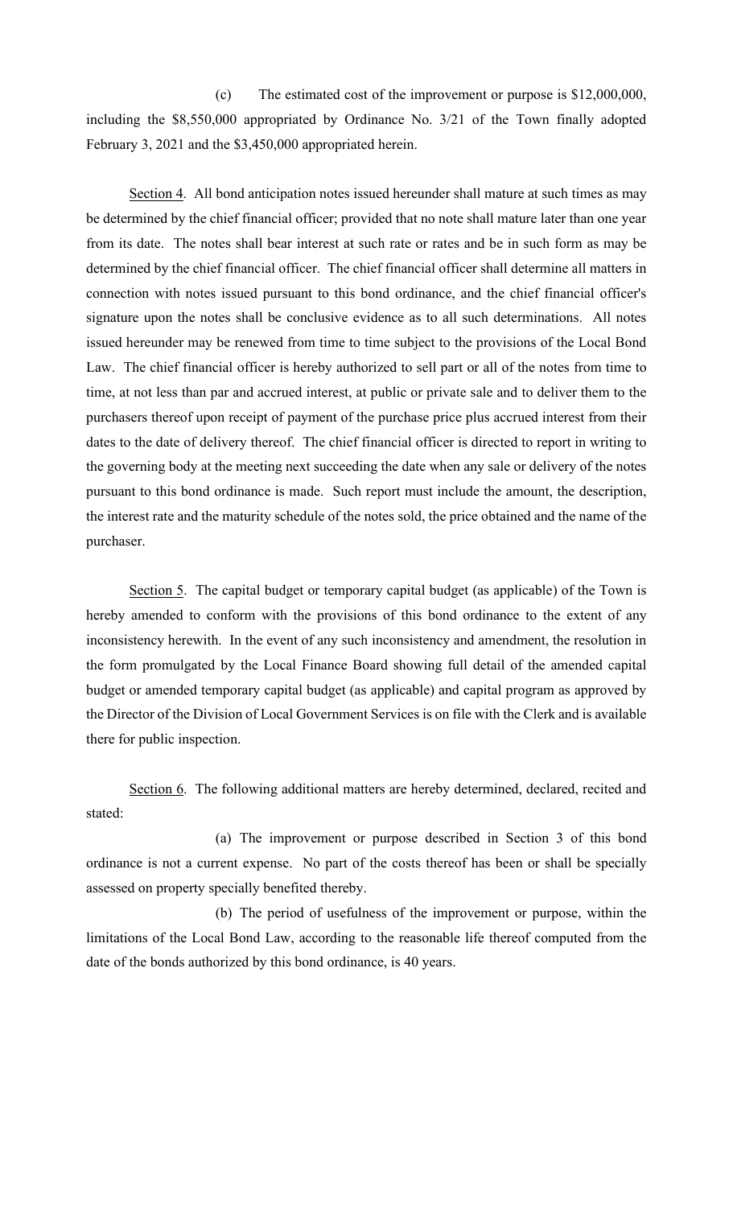(c) The estimated cost of the improvement or purpose is $12,000,000, including the $8,550,000 appropriated by Ordinance No. 3/21 of the Town finally adopted February 3, 2021 and the $3,450,000 appropriated herein.

Section 4. All bond anticipation notes issued hereunder shall mature at such times as may be determined by the chief financial officer; provided that no note shall mature later than one year from its date. The notes shall bear interest at such rate or rates and be in such form as may be determined by the chief financial officer. The chief financial officer shall determine all matters in connection with notes issued pursuant to this bond ordinance, and the chief financial officer's signature upon the notes shall be conclusive evidence as to all such determinations. All notes issued hereunder may be renewed from time to time subject to the provisions of the Local Bond Law. The chief financial officer is hereby authorized to sell part or all of the notes from time to time, at not less than par and accrued interest, at public or private sale and to deliver them to the purchasers thereof upon receipt of payment of the purchase price plus accrued interest from their dates to the date of delivery thereof. The chief financial officer is directed to report in writing to the governing body at the meeting next succeeding the date when any sale or delivery of the notes pursuant to this bond ordinance is made. Such report must include the amount, the description, the interest rate and the maturity schedule of the notes sold, the price obtained and the name of the purchaser.

Section 5. The capital budget or temporary capital budget (as applicable) of the Town is hereby amended to conform with the provisions of this bond ordinance to the extent of any inconsistency herewith. In the event of any such inconsistency and amendment, the resolution in the form promulgated by the Local Finance Board showing full detail of the amended capital budget or amended temporary capital budget (as applicable) and capital program as approved by the Director of the Division of Local Government Services is on file with the Clerk and is available there for public inspection.

Section 6. The following additional matters are hereby determined, declared, recited and stated:

(a) The improvement or purpose described in Section 3 of this bond ordinance is not a current expense. No part of the costs thereof has been or shall be specially assessed on property specially benefited thereby.

(b) The period of usefulness of the improvement or purpose, within the limitations of the Local Bond Law, according to the reasonable life thereof computed from the date of the bonds authorized by this bond ordinance, is 40 years.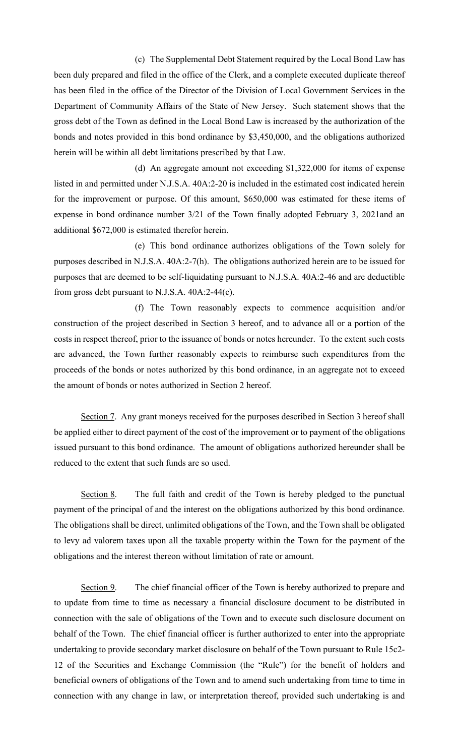(c) The Supplemental Debt Statement required by the Local Bond Law has been duly prepared and filed in the office of the Clerk, and a complete executed duplicate thereof has been filed in the office of the Director of the Division of Local Government Services in the Department of Community Affairs of the State of New Jersey. Such statement shows that the gross debt of the Town as defined in the Local Bond Law is increased by the authorization of the bonds and notes provided in this bond ordinance by $3,450,000, and the obligations authorized herein will be within all debt limitations prescribed by that Law.

(d) An aggregate amount not exceeding $1,322,000 for items of expense listed in and permitted under N.J.S.A. 40A:2-20 is included in the estimated cost indicated herein for the improvement or purpose. Of this amount, $650,000 was estimated for these items of expense in bond ordinance number 3/21 of the Town finally adopted February 3, 2021and an additional $672,000 is estimated therefor herein.

(e) This bond ordinance authorizes obligations of the Town solely for purposes described in N.J.S.A. 40A:2-7(h). The obligations authorized herein are to be issued for purposes that are deemed to be self-liquidating pursuant to N.J.S.A. 40A:2-46 and are deductible from gross debt pursuant to N.J.S.A. 40A:2-44(c).

(f) The Town reasonably expects to commence acquisition and/or construction of the project described in Section 3 hereof, and to advance all or a portion of the costs in respect thereof, prior to the issuance of bonds or notes hereunder. To the extent such costs are advanced, the Town further reasonably expects to reimburse such expenditures from the proceeds of the bonds or notes authorized by this bond ordinance, in an aggregate not to exceed the amount of bonds or notes authorized in Section 2 hereof.

Section 7. Any grant moneys received for the purposes described in Section 3 hereof shall be applied either to direct payment of the cost of the improvement or to payment of the obligations issued pursuant to this bond ordinance. The amount of obligations authorized hereunder shall be reduced to the extent that such funds are so used.

Section 8. The full faith and credit of the Town is hereby pledged to the punctual payment of the principal of and the interest on the obligations authorized by this bond ordinance. The obligations shall be direct, unlimited obligations of the Town, and the Town shall be obligated to levy ad valorem taxes upon all the taxable property within the Town for the payment of the obligations and the interest thereon without limitation of rate or amount.

Section 9. The chief financial officer of the Town is hereby authorized to prepare and to update from time to time as necessary a financial disclosure document to be distributed in connection with the sale of obligations of the Town and to execute such disclosure document on behalf of the Town. The chief financial officer is further authorized to enter into the appropriate undertaking to provide secondary market disclosure on behalf of the Town pursuant to Rule 15c2-12 of the Securities and Exchange Commission (the "Rule") for the benefit of holders and beneficial owners of obligations of the Town and to amend such undertaking from time to time in connection with any change in law, or interpretation thereof, provided such undertaking is and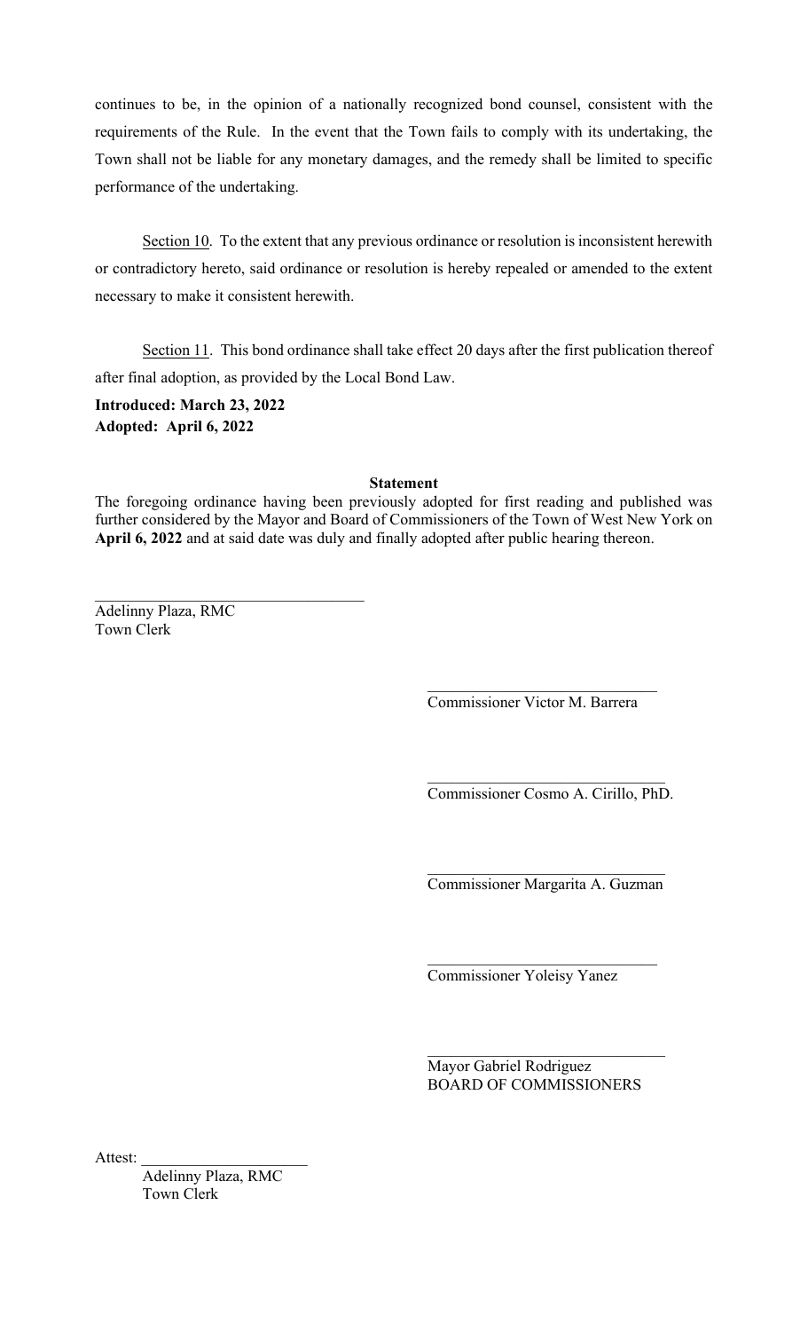continues to be, in the opinion of a nationally recognized bond counsel, consistent with the requirements of the Rule. In the event that the Town fails to comply with its undertaking, the Town shall not be liable for any monetary damages, and the remedy shall be limited to specific performance of the undertaking.

Section 10. To the extent that any previous ordinance or resolution is inconsistent herewith or contradictory hereto, said ordinance or resolution is hereby repealed or amended to the extent necessary to make it consistent herewith.

Section 11. This bond ordinance shall take effect 20 days after the first publication thereof after final adoption, as provided by the Local Bond Law.

**Introduced: March 23, 2022**
**Adopted: April 6, 2022**

**Statement**

The foregoing ordinance having been previously adopted for first reading and published was further considered by the Mayor and Board of Commissioners of the Town of West New York on **April 6, 2022** and at said date was duly and finally adopted after public hearing thereon.

\_\_\_\_\_\_\_\_\_\_\_\_\_\_\_\_\_\_\_\_\_\_\_\_\_\_\_\_\_\_\_\_\_\_
Adelinny Plaza, RMC
Town Clerk

\_\_\_\_\_\_\_\_\_\_\_\_\_\_\_\_\_\_\_\_\_\_\_\_\_\_\_\_\_
Commissioner Victor M. Barrera

\_\_\_\_\_\_\_\_\_\_\_\_\_\_\_\_\_\_\_\_\_\_\_\_\_\_\_\_\_
Commissioner Cosmo A. Cirillo, PhD.

\_\_\_\_\_\_\_\_\_\_\_\_\_\_\_\_\_\_\_\_\_\_\_\_\_\_\_\_\_
Commissioner Margarita A. Guzman

\_\_\_\_\_\_\_\_\_\_\_\_\_\_\_\_\_\_\_\_\_\_\_\_\_\_\_\_\_
Commissioner Yoleisy Yanez

\_\_\_\_\_\_\_\_\_\_\_\_\_\_\_\_\_\_\_\_\_\_\_\_\_\_\_\_\_
Mayor Gabriel Rodriguez
BOARD OF COMMISSIONERS

Attest: \_\_\_\_\_\_\_\_\_\_\_\_\_\_\_\_\_\_\_\_\_
Adelinny Plaza, RMC
Town Clerk